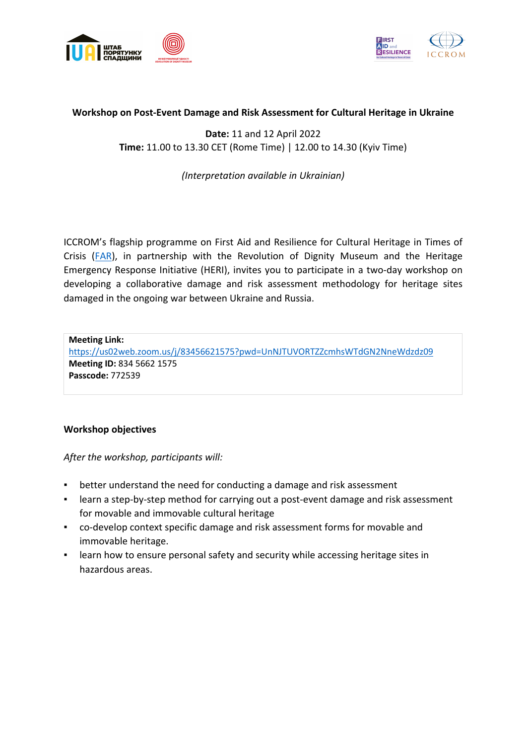**Workshop on Post-Event Damage and Risk Assessment for Cultural Heritage in Ukraine**

**Date:** 11 and 12 April 2022
**Time:** 11.00 to 13.30 CET (Rome Time) | 12.00 to 14.30 (Kyiv Time)

*(Interpretation available in Ukrainian)*

ICCROM's flagship programme on First Aid and Resilience for Cultural Heritage in Times of Crisis (FAR), in partnership with the Revolution of Dignity Museum and the Heritage Emergency Response Initiative (HERI), invites you to participate in a two-day workshop on developing a collaborative damage and risk assessment methodology for heritage sites damaged in the ongoing war between Ukraine and Russia.

**Meeting Link:**
https://us02web.zoom.us/j/83456621575?pwd=UnNJTUVORTZZcmhsWTdGN2NneWdzdz09
**Meeting ID:** 834 5662 1575
**Passcode:** 772539

**Workshop objectives**

*After the workshop, participants will:*

- better understand the need for conducting a damage and risk assessment
- learn a step-by-step method for carrying out a post-event damage and risk assessment for movable and immovable cultural heritage
- co-develop context specific damage and risk assessment forms for movable and immovable heritage.
- learn how to ensure personal safety and security while accessing heritage sites in hazardous areas.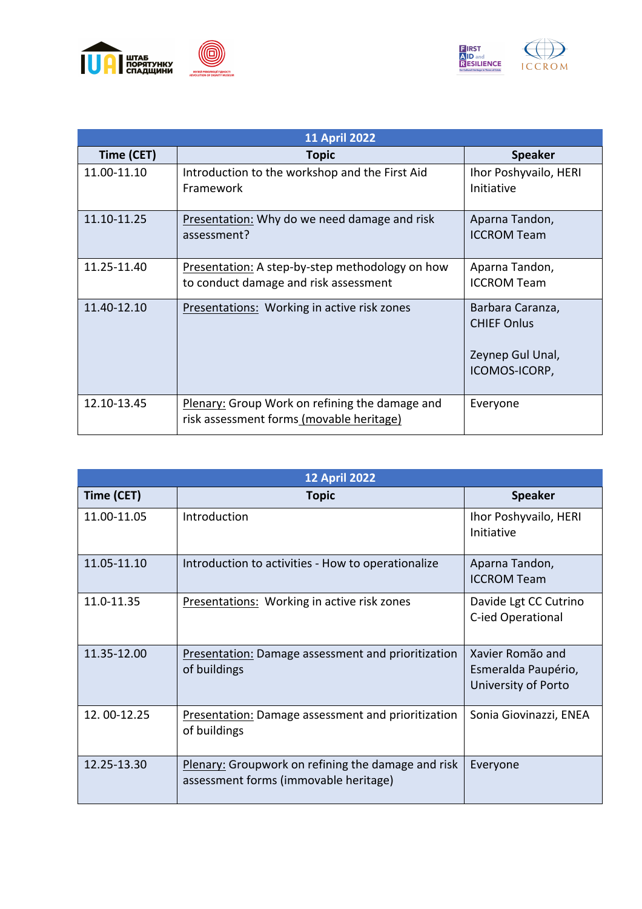| 11 April 2022 | | |
|---|---|---|
| **Time (CET)** | **Topic** | **Speaker** |
| 11.00-11.10 | Introduction to the workshop and the First Aid Framework | Ihor Poshyvailo, HERI Initiative |
| 11.10-11.25 | Presentation: Why do we need damage and risk assessment? | Aparna Tandon, ICCROM Team |
| 11.25-11.40 | Presentation: A step-by-step methodology on how to conduct damage and risk assessment | Aparna Tandon, ICCROM Team |
| 11.40-12.10 | Presentations: Working in active risk zones | Barbara Caranza, CHIEF Onlus<br><br>Zeynep Gul Unal, ICOMOS-ICORP, |
| 12.10-13.45 | Plenary: Group Work on refining the damage and risk assessment forms (movable heritage) | Everyone |

| 12 April 2022 | | |
|---|---|---|
| **Time (CET)** | **Topic** | **Speaker** |
| 11.00-11.05 | Introduction | Ihor Poshyvailo, HERI Initiative |
| 11.05-11.10 | Introduction to activities - How to operationalize | Aparna Tandon, ICCROM Team |
| 11.0-11.35 | Presentations: Working in active risk zones | Davide Lgt CC Cutrino C-ied Operational |
| 11.35-12.00 | Presentation: Damage assessment and prioritization of buildings | Xavier Romão and Esmeralda Paupério, University of Porto |
| 12. 00-12.25 | Presentation: Damage assessment and prioritization of buildings | Sonia Giovinazzi, ENEA |
| 12.25-13.30 | Plenary: Groupwork on refining the damage and risk assessment forms (immovable heritage) | Everyone |